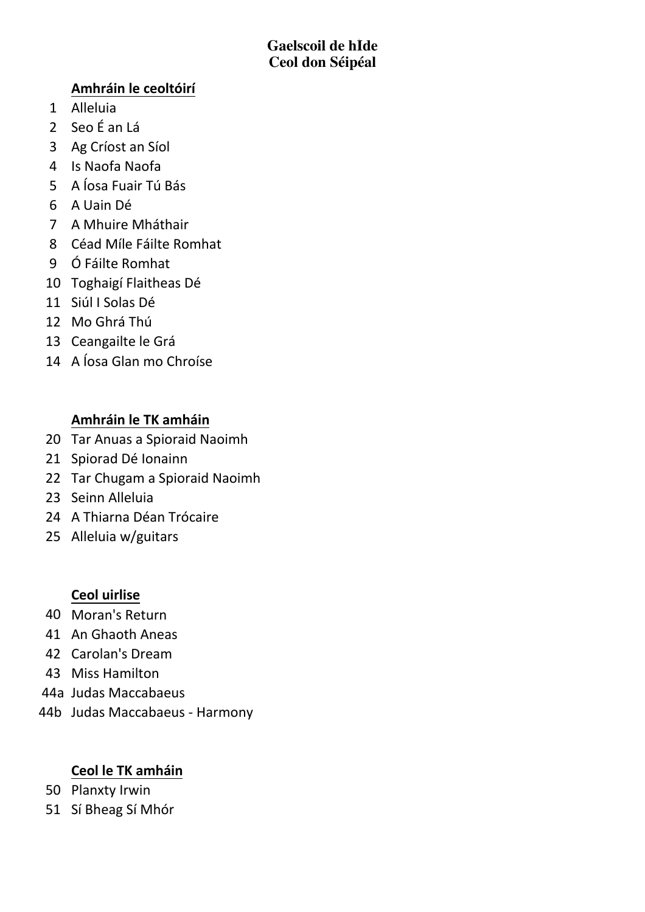# Gaelscoil de hÍde
# Ceol don Séipéal

## Amhráin le ceoltóirí

1 Alleluia
2 Seo É an Lá
3 Ag Críost an Síol
4 Is Naofa Naofa
5 A Íosa Fuair Tú Bás
6 A Uain Dé
7 A Mhuire Mháthair
8 Céad Míle Fáilte Romhat
9 Ó Fáilte Romhat
10 Toghaigí Flaitheas Dé
11 Siúl I Solas Dé
12 Mo Ghrá Thú
13 Ceangailte le Grá
14 A Íosa Glan mo Chroíse

## Amhráin le TK amháin

20 Tar Anuas a Spioraid Naoimh
21 Spiorad Dé Ionainn
22 Tar Chugam a Spioraid Naoimh
23 Seinn Alleluia
24 A Thiarna Déan Trócaire
25 Alleluia w/guitars

## Ceol uirlise

40 Moran's Return
41 An Ghaoth Aneas
42 Carolan's Dream
43 Miss Hamilton
44a Judas Maccabaeus
44b Judas Maccabaeus - Harmony

## Ceol le TK amháin

50 Planxty Irwin
51 Sí Bheag Sí Mhór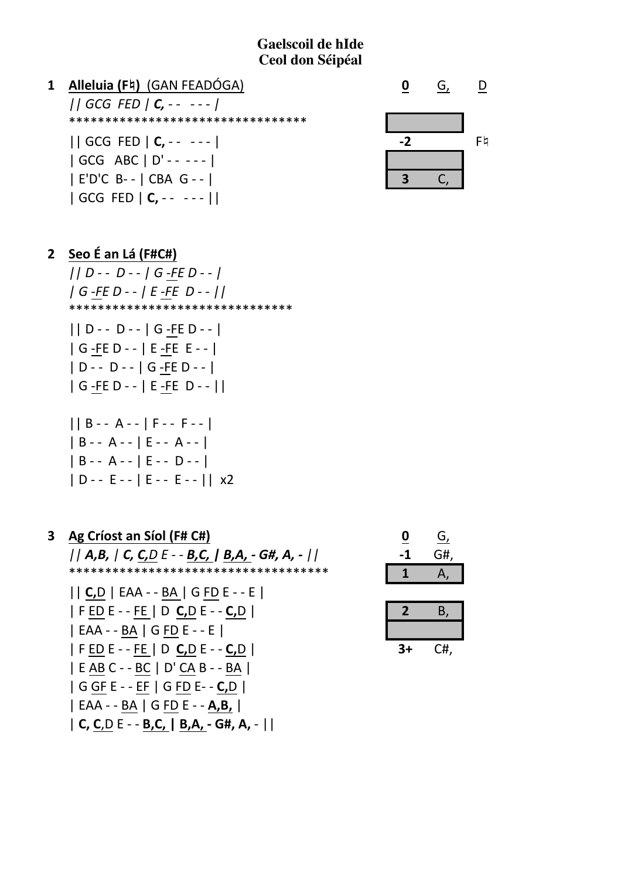# Gaelscoil de hÍde
# Ceol don Séipéal

## 1 Alleluia (F♮) (GAN FEADÓGA)

| 0 | G, | D |
|---|---|---|
| | | |
| -2 | | F♮ |
| | | |
| 3 | C, | |

*|| GCG FED | **C,** - - - - - |*
********************************
|| GCG FED | **C,** - - - - - |
| GCG ABC | D' - - - - - |
| E'D'C B- - | CBA G - - |
| GCG FED | **C,** - - - - - ||

## 2 Seo É an Lá (F#C#)

*|| D - - D - - | G -FE D - - |*
*| G -FE D - - | E -FE D - - ||*
*******************************
|| D - - D - - | G -FE D - - |
| G -FE D - - | E -FE E - - |
| D - - D - - | G -FE D - - |
| G -FE D - - | E -FE D - - ||

|| B - - A - - | F - - F - - |
| B - - A - - | E - - A - - |
| B - - A - - | E - - D - - |
| D - - E - - | E - - E - - || x2

## 3 Ag Críost an Síol (F# C#)

| 0 | G, |
|---|---|
| -1 | G#, |
| 1 | A, |
| | |
| 2 | B, |
| | |
| 3+ | C#, |

*|| **A,B,** | **C, C,**D E - - **B,C,** | **B,A,** - **G#, A,** - ||*
************************************
|| **C,**D | EAA - - BA | G FD E - - E |
| F ED E - - FE | D **C,**D E - - **C,**D |
| EAA - - BA | G FD E - - E |
| F ED E - - FE | D **C,**D E - - **C,**D |
| E AB C - - BC | D' CA B - - BA |
| G GF E - - EF | G FD E- - **C,**D |
| EAA - - BA | G FD E - - **A,B,** |
| **C, C,**D E - - **B,C,** | **B,A, - G#, A,** - ||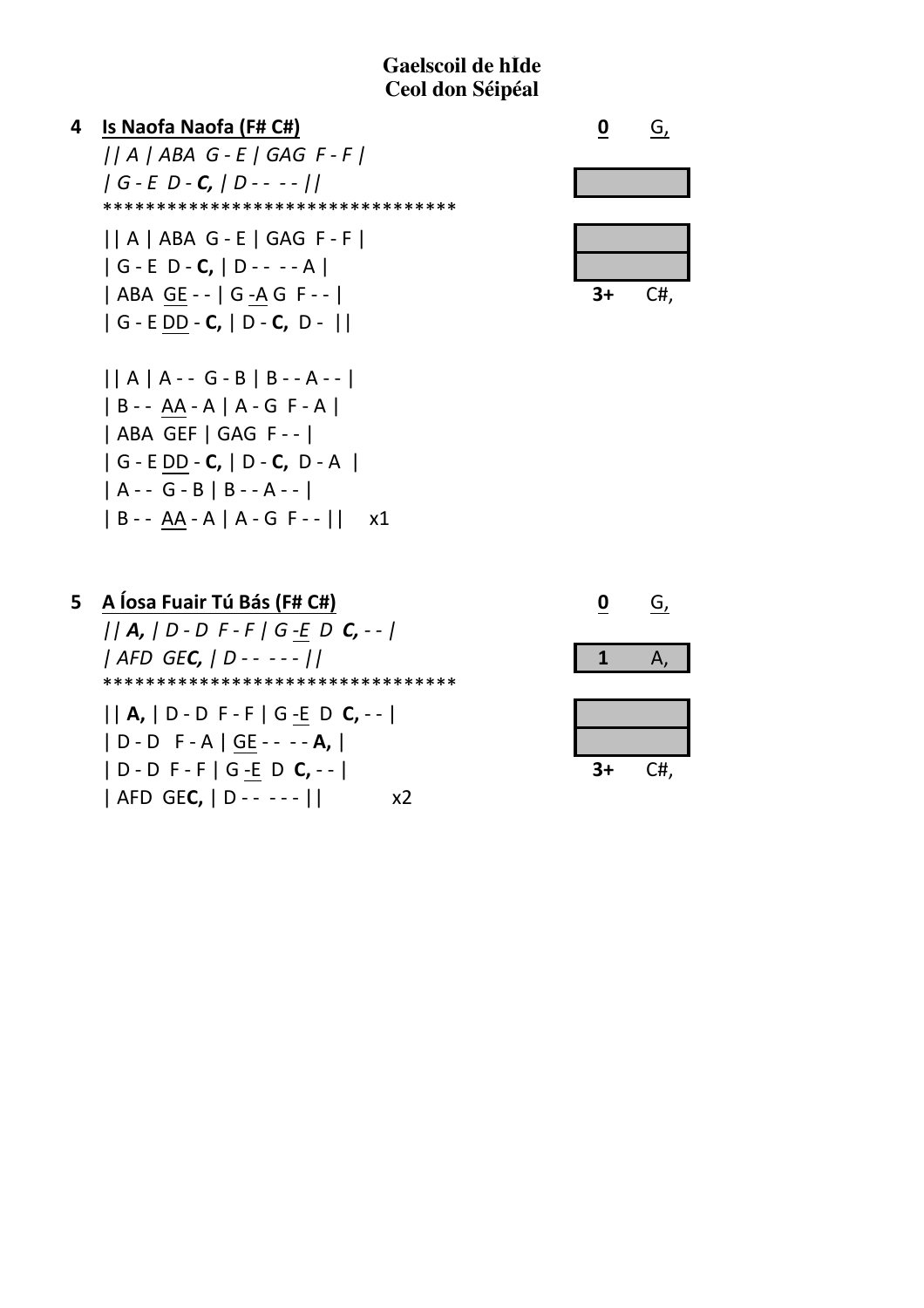**Gaelscoil de hÍde**
**Ceol don Séipéal**

**4 Is Naofa Naofa (F# C#)**

*|| A | ABA G - E | GAG F - F |*
*| G - E D - **C,** | D - - - - ||*

\*\*\*\*\*\*\*\*\*\*\*\*\*\*\*\*\*\*\*\*\*\*\*\*\*\*\*\*\*\*\*\*

|| A | ABA G - E | GAG F - F |
| G - E D - **C,** | D - - - - A |
| ABA GE - - | G -A G F - - |
| G - E DD - **C,** | D - **C,** D - ||

|| A | A - - G - B | B - - A - - |
| B - - AA - A | A - G F - A |
| ABA GEF | GAG F - - |
| G - E DD - **C,** | D - **C,** D - A |
| A - - G - B | B - - A - - |
| B - - AA - A | A - G F - - || x1

| | |
|---|---|
| **0** | G, |
| | |
| | |
| | |
| **3+** | C#, |

**5 A Íosa Fuair Tú Bás (F# C#)**

*|| **A,** | D - D F - F | G -E D **C,** - - |*
*| AFD GE**C,** | D - - - - - ||*

\*\*\*\*\*\*\*\*\*\*\*\*\*\*\*\*\*\*\*\*\*\*\*\*\*\*\*\*\*\*\*\*

|| **A,** | D - D F - F | G -E D **C,** - - |
| D - D F - A | GE - - - - **A,** |
| D - D F - F | G -E D **C,** - - |
| AFD GE**C,** | D - - - - - || x2

| | |
|---|---|
| **0** | G, |
| **1** | A, |
| | |
| | |
| **3+** | C#, |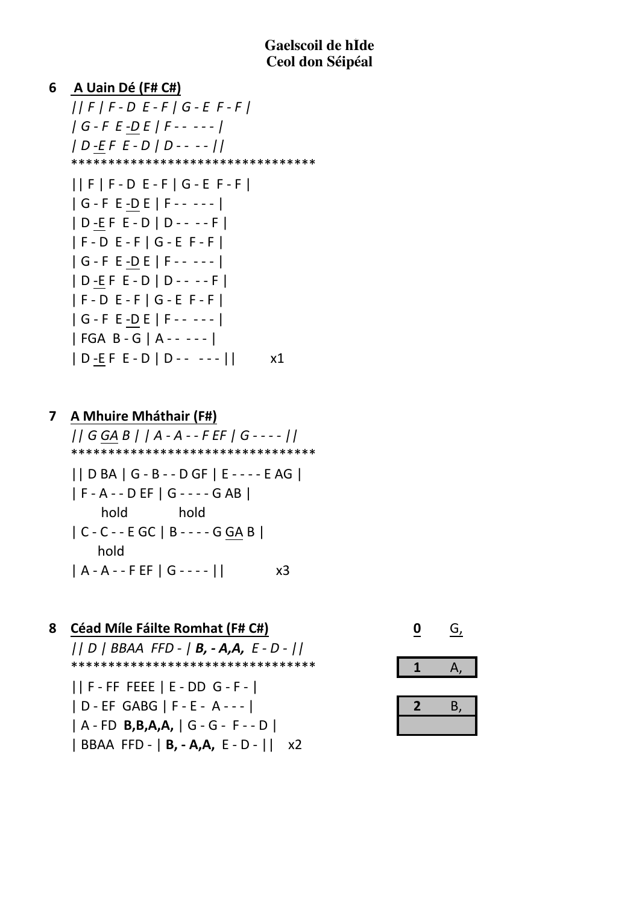**Gaelscoil de hÍde**
**Ceol don Séipéal**

**6 <u>A Uain Dé (F# C#)</u>**

*|| F | F - D E - F | G - E F - F |*
*| G - F E -<u>D</u> E | F - - - - - |*
*| D -<u>E</u> F E - D | D - - - - ||*
*********************************
|| F | F - D E - F | G - E F - F |
| G - F E -<u>D</u> E | F - - - - - |
| D -<u>E</u> F E - D | D - - - - F |
| F - D E - F | G - E F - F |
| G - F E -<u>D</u> E | F - - - - - |
| D -<u>E</u> F E - D | D - - - - F |
| F - D E - F | G - E F - F |
| G - F E -<u>D</u> E | F - - - - - |
| FGA B - G | A - - - - - |
| D -<u>E</u> F E - D | D - - - - - || x1

**7 <u>A Mhuire Mháthair (F#)</u>**

*|| G <u>GA</u> B | | A - A - - F EF | G - - - - ||*
*********************************
|| D BA | G - B - - D GF | E - - - - E AG |
| F - A - - D EF | G - - - - G AB |
hold hold
| C - C - - E GC | B - - - - G <u>GA</u> B |
hold
| A - A - - F EF | G - - - - || x3

**8 <u>Céad Míle Fáilte Romhat (F# C#)</u>**

*|| D | BBAA FFD - | **B, - A,A,** E - D - ||*
*********************************
|| F - FF FEEE | E - DD G - F - |
| D - EF GABG | F - E - A - - - |
| A - FD **B,B,A,A,** | G - G - F - - D |
| BBAA FFD - | **B, - A,A,** E - D - || x2

| <u>0</u> | <u>G,</u> |
|---|---|
| **1** | A, |
| **2** | B, |
| | |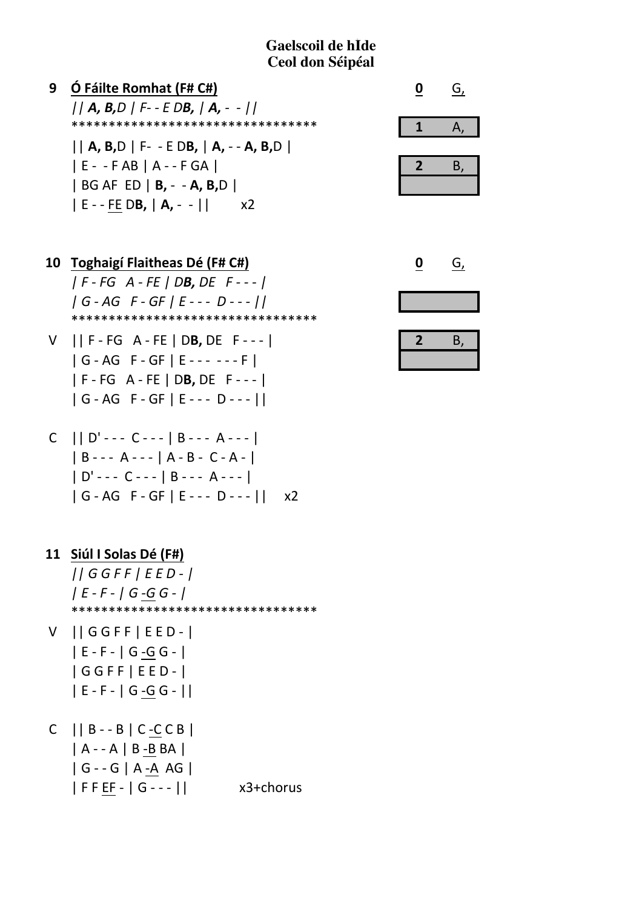**Gaelscoil de hĪde**
**Ceol don Séipéal**

**9 <u>Ó Fáilte Romhat (F# C#)</u>**

*|| **A, B,**D | F- - E D**B,** | **A,** - - ||*

********************************

|| **A, B,**D | F- - E D**B,** | **A,** - - **A, B,**D |
| E - - F AB | A - - F GA |
| BG AF ED | **B,** - - **A, B,**D |
| E - - <u>FE</u> D**B,** | **A,** - - || x2

| | |
|---|---|
| <u>**0**</u> | <u>G,</u> |
| **1** | A, |
| **2** | B, |

**10 <u>Toghaigí Flaitheas Dé (F# C#)</u>**

*| F - FG A - FE | D**B,** DE F - - - |*
*| G - AG F - GF | E - - - D - - - ||*

********************************

V || F - FG A - FE | D**B,** DE F - - - |
| G - AG F - GF | E - - - - - - F |
| F - FG A - FE | D**B,** DE F - - - |
| G - AG F - GF | E - - - D - - - ||

C || D' - - - C - - - | B - - - A - - - |
| B - - - A - - - | A - B - C - A - |
| D' - - - C - - - | B - - - A - - - |
| G - AG F - GF | E - - - D - - - || x2

| | |
|---|---|
| <u>**0**</u> | <u>G,</u> |
| **2** | B, |

**11 <u>Siúl I Solas Dé (F#)</u>**

*|| G G F F | E E D - |*
*| E - F - | G <u>-G</u> G - |*

********************************

V || G G F F | E E D - |
| E - F - | G <u>-G</u> G - |
| G G F F | E E D - |
| E - F - | G <u>-G</u> G - ||

C || B - - B | C <u>-C</u> C B |
| A - - A | B <u>-B</u> BA |
| G - - G | A <u>-A</u> AG |
| F F <u>EF</u> - | G - - - || x3+chorus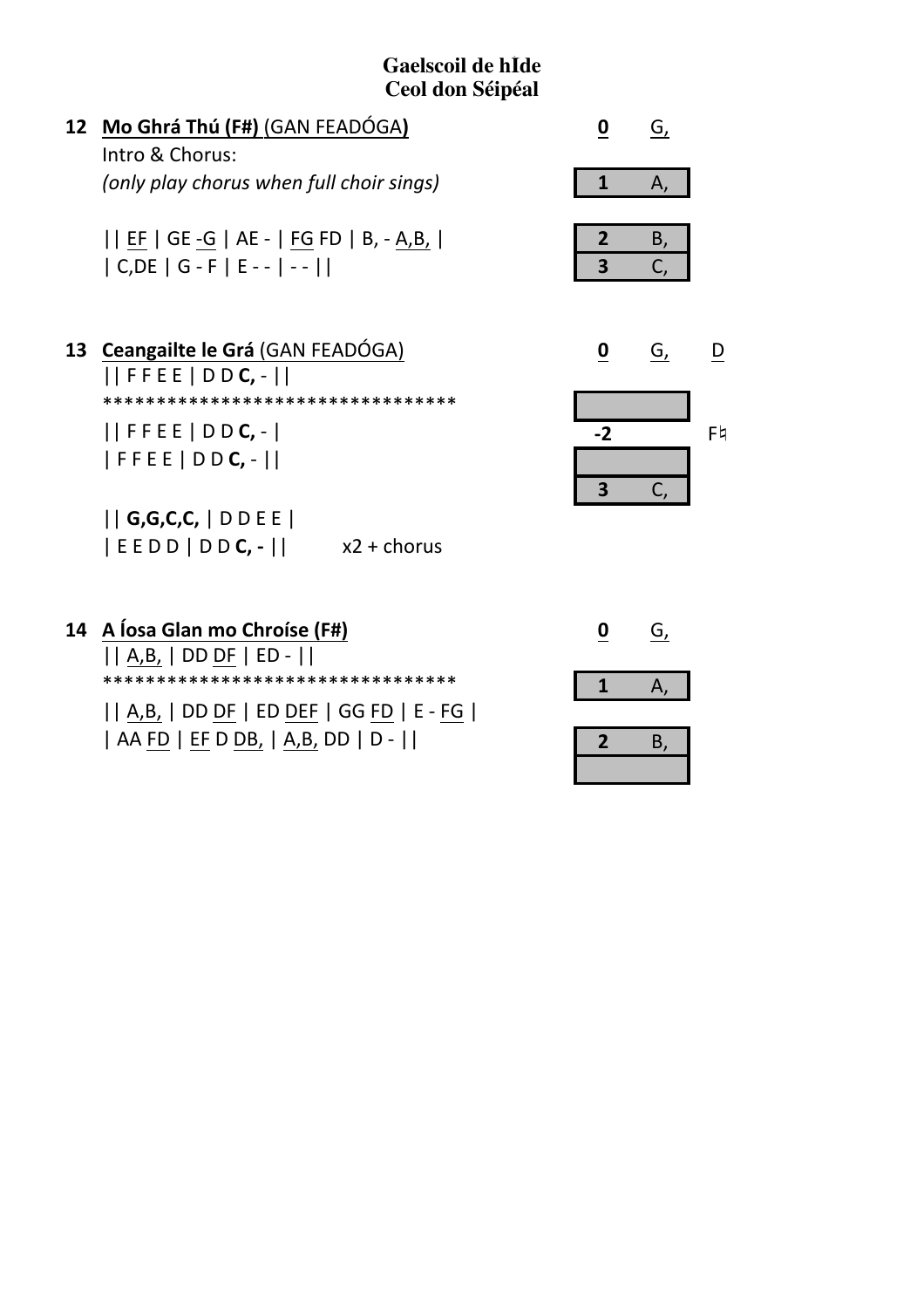# Gaelscoil de hÍde
## Ceol don Séipéal

### 12 Mo Ghrá Thú (F#) (GAN FEADÓGA)

Intro & Chorus:

*(only play chorus when full choir sings)*

|| <u>EF</u> | GE <u>-G</u> | AE - | <u>FG</u> FD | B, - <u>A,B,</u> |
| C,DE | G - F | E - - | - - ||

| | |
|---|---|
| <u>0</u> | <u>G,</u> |
| 1 | A, |
| 2 | B, |
| 3 | C, |

### 13 Ceangailte le Grá (GAN FEADÓGA)

|| F F E E | D D **C,** - ||

********************************

|| F F E E | D D **C,** - |
| F F E E | D D **C,** - ||

|| **G,G,C,C,** | D D E E |
| E E D D | D D **C, -** ||        x2 + chorus

| | | |
|---|---|---|
| <u>0</u> | <u>G,</u> | <u>D</u> |
| | | |
| -2 | | F♮ |
| | | |
| 3 | C, | |

### 14 A Íosa Glan mo Chroíse (F#)

|| <u>A,B,</u> | DD <u>DF</u> | ED - ||

********************************

|| <u>A,B,</u> | DD <u>DF</u> | ED <u>DEF</u> | GG <u>FD</u> | E - <u>FG</u> |
| AA <u>FD</u> | <u>EF</u> D <u>DB,</u> | <u>A,B,</u> DD | D - ||

| | |
|---|---|
| <u>0</u> | <u>G,</u> |
| 1 | A, |
| 2 | B, |
| | |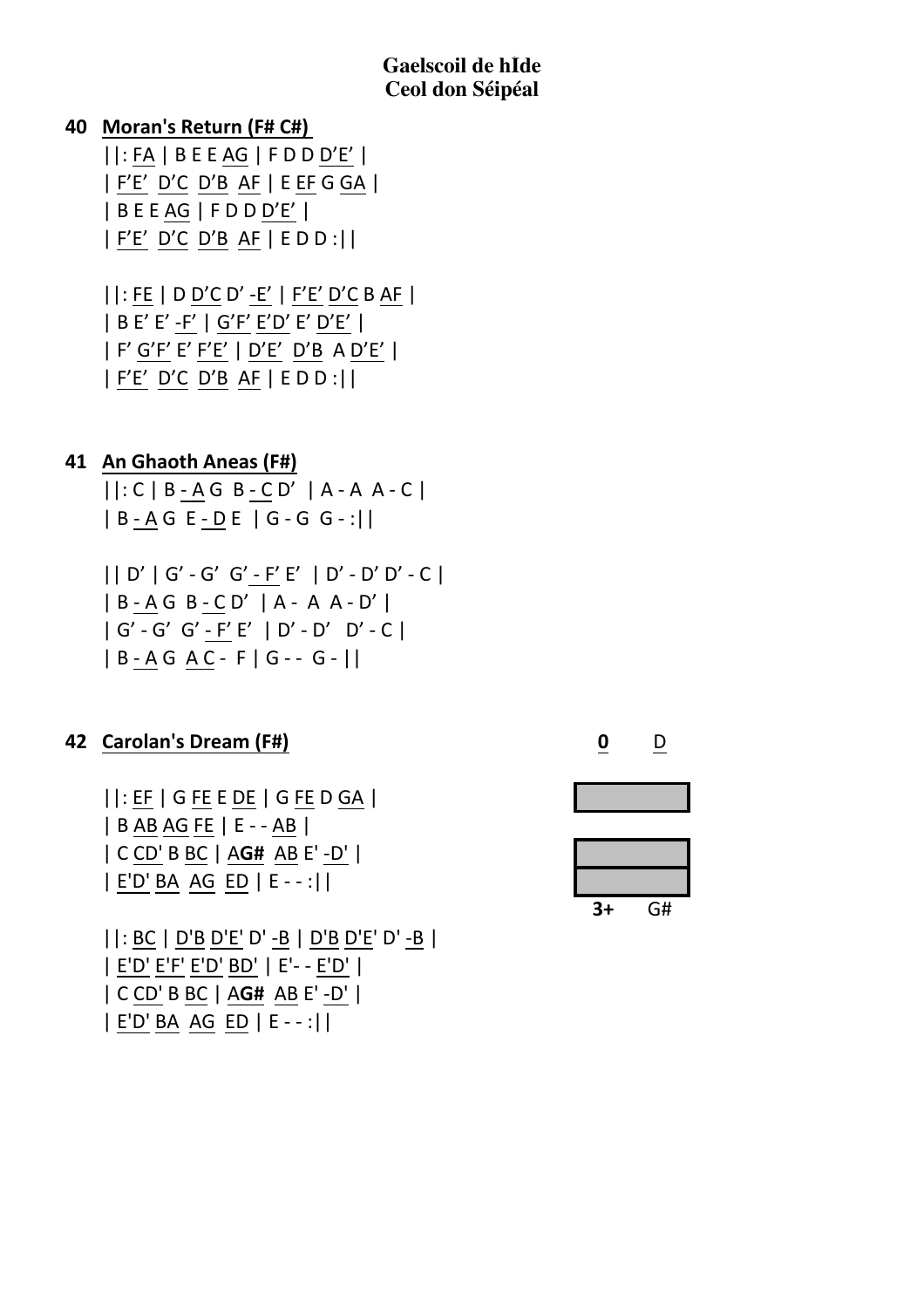**Gaelscoil de hÍde**
**Ceol don Séipéal**

## 40 Moran's Return (F# C#)

||: FA | B E E AG | F D D D'E' |
| F'E' D'C D'B AF | E EF G GA |
| B E E AG | F D D D'E' |
| F'E' D'C D'B AF | E D D :||

||: FE | D D'C D' -E' | F'E' D'C B AF |
| B E' E' -F' | G'F' E'D' E' D'E' |
| F' G'F' E' F'E' | D'E' D'B A D'E' |
| F'E' D'C D'B AF | E D D :||

## 41 An Ghaoth Aneas (F#)

||: C | B - A G B - C D' | A - A A - C |
| B - A G E - D E | G - G G - :||

|| D' | G' - G' G' - F' E' | D' - D' D' - C |
| B - A G B - C D' | A - A A - D' |
| G' - G' G' - F' E' | D' - D' D' - C |
| B - A G A C - F | G - - G - ||

## 42 Carolan's Dream (F#)

**0** D

**3+** G#

||: EF | G FE E DE | G FE D GA |
| B AB AG FE | E - - AB |
| C CD' B BC | A**G#** AB E' -D' |
| E'D' BA AG ED | E - - :||

||: BC | D'B D'E' D' -B | D'B D'E' D' -B |
| E'D' E'F' E'D' BD' | E'- - E'D' |
| C CD' B BC | A**G#** AB E' -D' |
| E'D' BA AG ED | E - - :||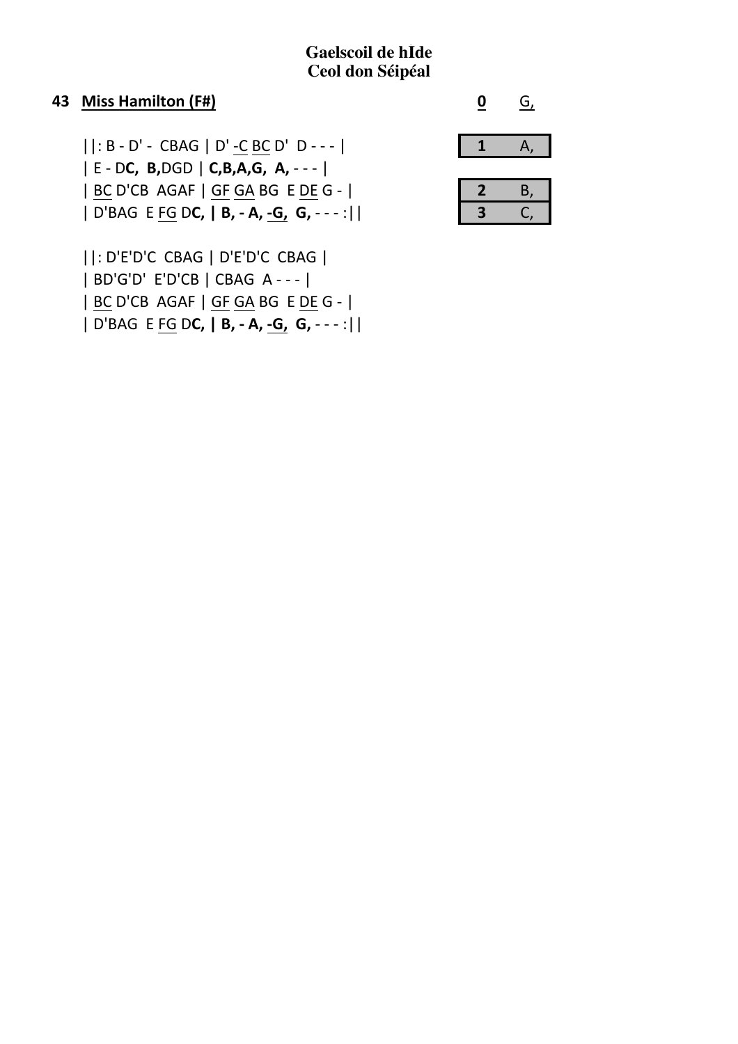**Gaelscoil de hÍde**
**Ceol don Séipéal**

## 43 <u>Miss Hamilton (F#)</u>

| | |
|---|---|
| <u>**0**</u> | <u>G,</u> |
| **1** | A, |
| **2** | B, |
| **3** | C, |

||: B - D' - CBAG | D' <u>-C</u> <u>BC</u> D' D - - - |
| E - D**C, B,**DGD | **C,B,A,G, A,** - - - |
| <u>BC</u> D'CB AGAF | <u>GF</u> <u>GA</u> BG E <u>DE</u> G - |
| D'BAG E <u>FG</u> D**C, | B, - A, <u>-G,</u> G,** - - - :||

||: D'E'D'C CBAG | D'E'D'C CBAG |
| BD'G'D' E'D'CB | CBAG A - - - |
| <u>BC</u> D'CB AGAF | <u>GF</u> <u>GA</u> BG E <u>DE</u> G - |
| D'BAG E <u>FG</u> D**C, | B, - A, <u>-G,</u> G,** - - - :||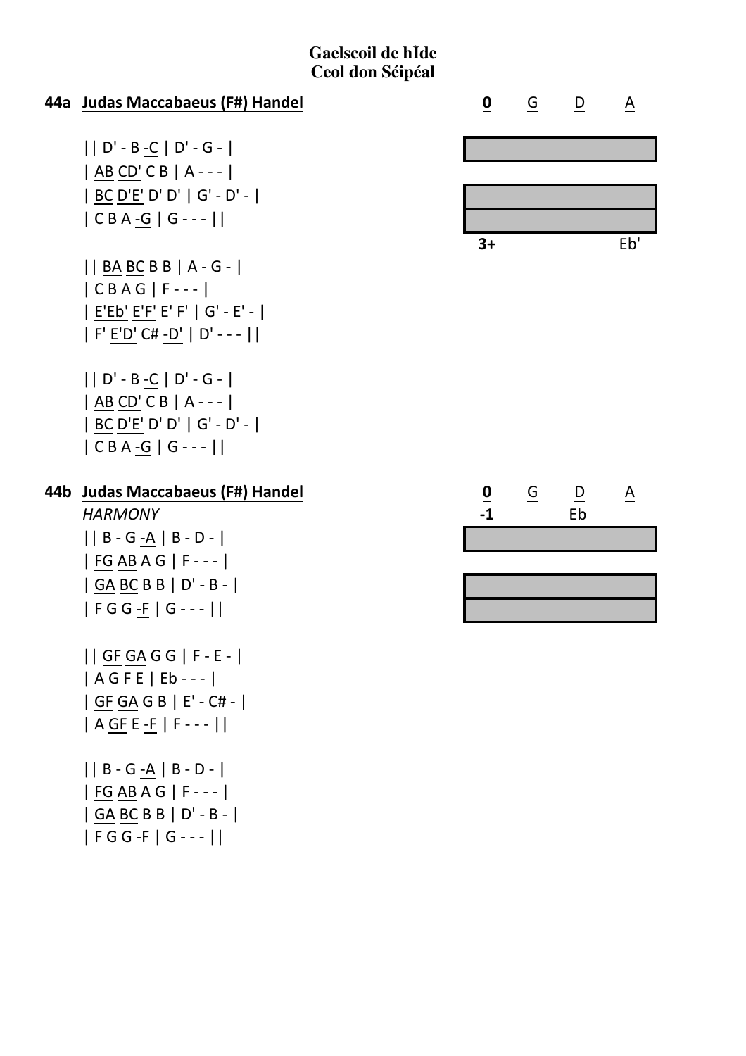**Gaelscoil de hÍde**
**Ceol don Séipéal**

## 44a <u>Judas Maccabaeus (F#) Handel</u>

<u>0</u> <u>G</u> <u>D</u> <u>A</u>

3+ Eb'

|| D' - B <u>-C</u> | D' - G - |
| <u>AB</u> <u>CD'</u> C B | A - - - |
| <u>BC</u> <u>D'E'</u> D' D' | G' - D' - |
| C B A <u>-G</u> | G - - - ||

|| <u>BA</u> <u>BC</u> B B | A - G - |
| C B A G | F - - - |
| <u>E'Eb'</u> <u>E'F'</u> E' F' | G' - E' - |
| F' <u>E'D'</u> C# <u>-D'</u> | D' - - - ||

|| D' - B <u>-C</u> | D' - G - |
| <u>AB</u> <u>CD'</u> C B | A - - - |
| <u>BC</u> <u>D'E'</u> D' D' | G' - D' - |
| C B A <u>-G</u> | G - - - ||

## 44b <u>Judas Maccabaeus (F#) Handel</u>

*HARMONY*

<u>0</u> <u>G</u> <u>D</u> <u>A</u>

-1 Eb

|| B - G <u>-A</u> | B - D - |
| <u>FG</u> <u>AB</u> A G | F - - - |
| <u>GA</u> <u>BC</u> B B | D' - B - |
| F G G <u>-F</u> | G - - - ||

|| <u>GF</u> <u>GA</u> G G | F - E - |
| A G F E | Eb - - - |
| <u>GF</u> <u>GA</u> G B | E' - C# - |
| A <u>GF</u> E <u>-F</u> | F - - - ||

|| B - G <u>-A</u> | B - D - |
| <u>FG</u> <u>AB</u> A G | F - - - |
| <u>GA</u> <u>BC</u> B B | D' - B - |
| F G G <u>-F</u> | G - - - ||